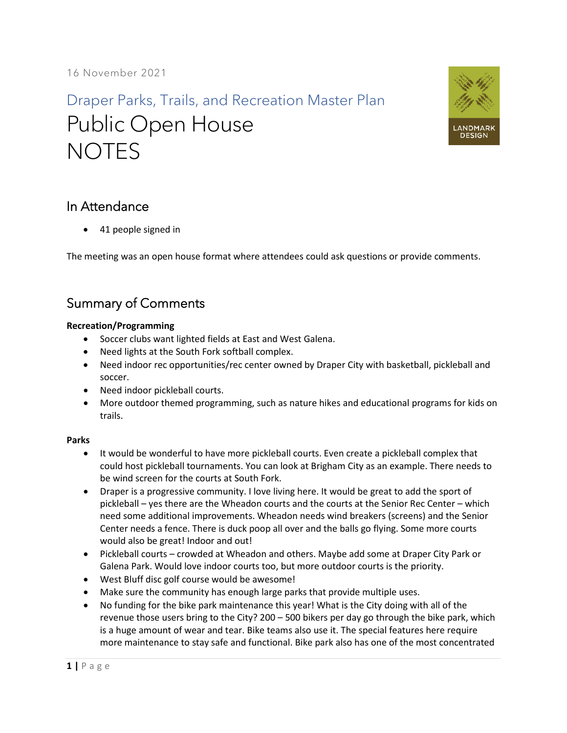16 November 2021

## Draper Parks, Trails, and Recreation Master Plan

# Public Open House NOTES

LANDMARK DESIGN

## In Attendance

- 41 people signed in

The meeting was an open house format where attendees could ask questions or provide comments.

## Summary of Comments

**Recreation/Programming**

- Soccer clubs want lighted fields at East and West Galena.
- Need lights at the South Fork softball complex.
- Need indoor rec opportunities/rec center owned by Draper City with basketball, pickleball and soccer.
- Need indoor pickleball courts.
- More outdoor themed programming, such as nature hikes and educational programs for kids on trails.

**Parks**

- It would be wonderful to have more pickleball courts. Even create a pickleball complex that could host pickleball tournaments. You can look at Brigham City as an example. There needs to be wind screen for the courts at South Fork.
- Draper is a progressive community. I love living here. It would be great to add the sport of pickleball – yes there are the Wheadon courts and the courts at the Senior Rec Center – which need some additional improvements. Wheadon needs wind breakers (screens) and the Senior Center needs a fence. There is duck poop all over and the balls go flying. Some more courts would also be great! Indoor and out!
- Pickleball courts – crowded at Wheadon and others. Maybe add some at Draper City Park or Galena Park. Would love indoor courts too, but more outdoor courts is the priority.
- West Bluff disc golf course would be awesome!
- Make sure the community has enough large parks that provide multiple uses.
- No funding for the bike park maintenance this year! What is the City doing with all of the revenue those users bring to the City? 200 – 500 bikers per day go through the bike park, which is a huge amount of wear and tear. Bike teams also use it. The special features here require more maintenance to stay safe and functional. Bike park also has one of the most concentrated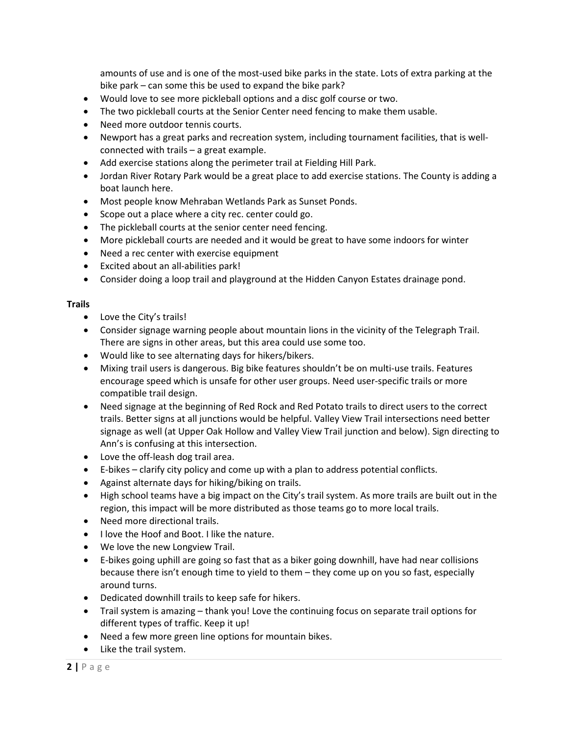amounts of use and is one of the most-used bike parks in the state. Lots of extra parking at the bike park – can some this be used to expand the bike park?

- Would love to see more pickleball options and a disc golf course or two.
- The two pickleball courts at the Senior Center need fencing to make them usable.
- Need more outdoor tennis courts.
- Newport has a great parks and recreation system, including tournament facilities, that is well-connected with trails – a great example.
- Add exercise stations along the perimeter trail at Fielding Hill Park.
- Jordan River Rotary Park would be a great place to add exercise stations. The County is adding a boat launch here.
- Most people know Mehraban Wetlands Park as Sunset Ponds.
- Scope out a place where a city rec. center could go.
- The pickleball courts at the senior center need fencing.
- More pickleball courts are needed and it would be great to have some indoors for winter
- Need a rec center with exercise equipment
- Excited about an all-abilities park!
- Consider doing a loop trail and playground at the Hidden Canyon Estates drainage pond.

**Trails**

- Love the City's trails!
- Consider signage warning people about mountain lions in the vicinity of the Telegraph Trail. There are signs in other areas, but this area could use some too.
- Would like to see alternating days for hikers/bikers.
- Mixing trail users is dangerous. Big bike features shouldn't be on multi-use trails. Features encourage speed which is unsafe for other user groups. Need user-specific trails or more compatible trail design.
- Need signage at the beginning of Red Rock and Red Potato trails to direct users to the correct trails. Better signs at all junctions would be helpful. Valley View Trail intersections need better signage as well (at Upper Oak Hollow and Valley View Trail junction and below). Sign directing to Ann's is confusing at this intersection.
- Love the off-leash dog trail area.
- E-bikes – clarify city policy and come up with a plan to address potential conflicts.
- Against alternate days for hiking/biking on trails.
- High school teams have a big impact on the City's trail system. As more trails are built out in the region, this impact will be more distributed as those teams go to more local trails.
- Need more directional trails.
- I love the Hoof and Boot. I like the nature.
- We love the new Longview Trail.
- E-bikes going uphill are going so fast that as a biker going downhill, have had near collisions because there isn't enough time to yield to them – they come up on you so fast, especially around turns.
- Dedicated downhill trails to keep safe for hikers.
- Trail system is amazing – thank you! Love the continuing focus on separate trail options for different types of traffic. Keep it up!
- Need a few more green line options for mountain bikes.
- Like the trail system.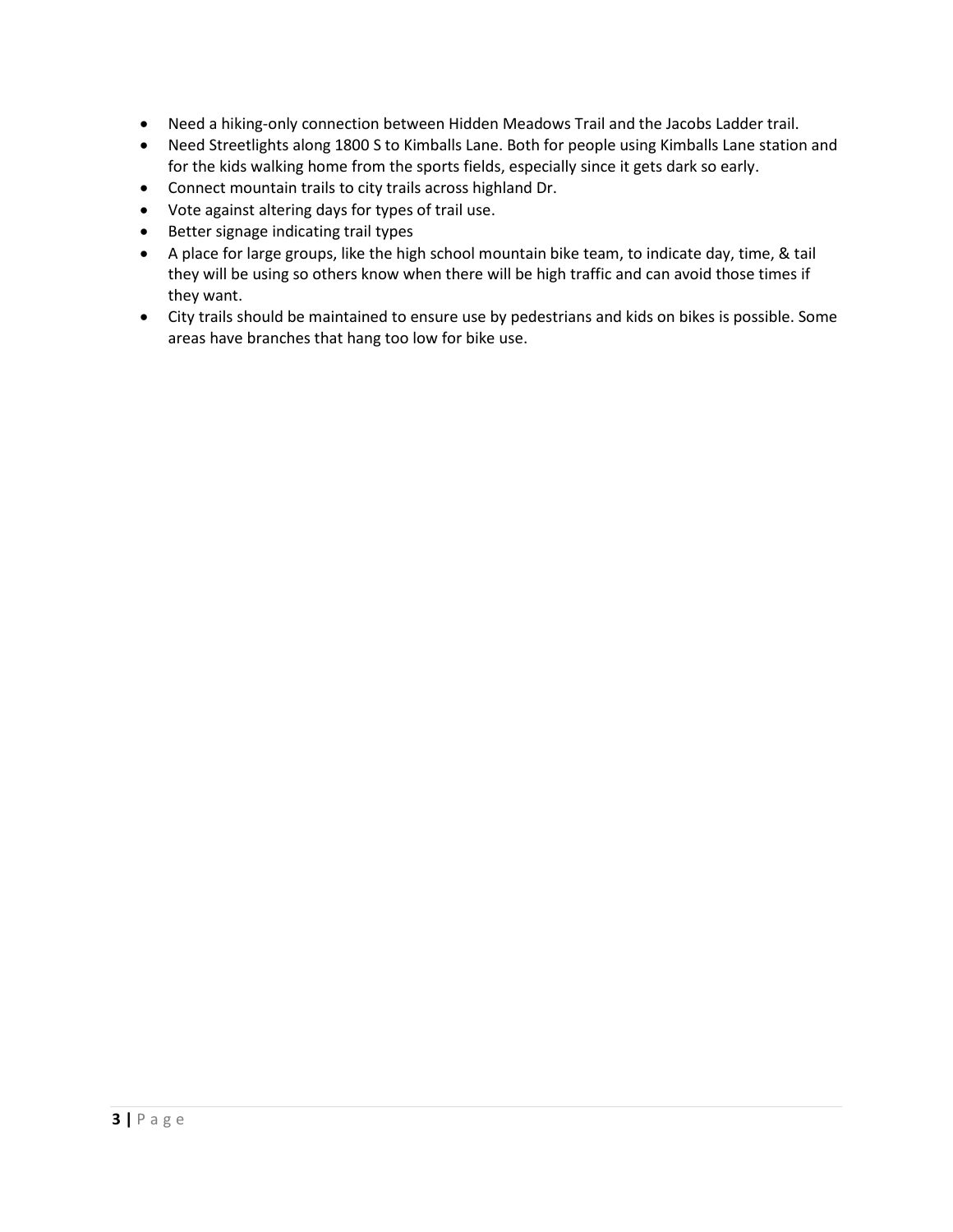- Need a hiking-only connection between Hidden Meadows Trail and the Jacobs Ladder trail.
- Need Streetlights along 1800 S to Kimballs Lane. Both for people using Kimballs Lane station and for the kids walking home from the sports fields, especially since it gets dark so early.
- Connect mountain trails to city trails across highland Dr.
- Vote against altering days for types of trail use.
- Better signage indicating trail types
- A place for large groups, like the high school mountain bike team, to indicate day, time, & tail they will be using so others know when there will be high traffic and can avoid those times if they want.
- City trails should be maintained to ensure use by pedestrians and kids on bikes is possible. Some areas have branches that hang too low for bike use.